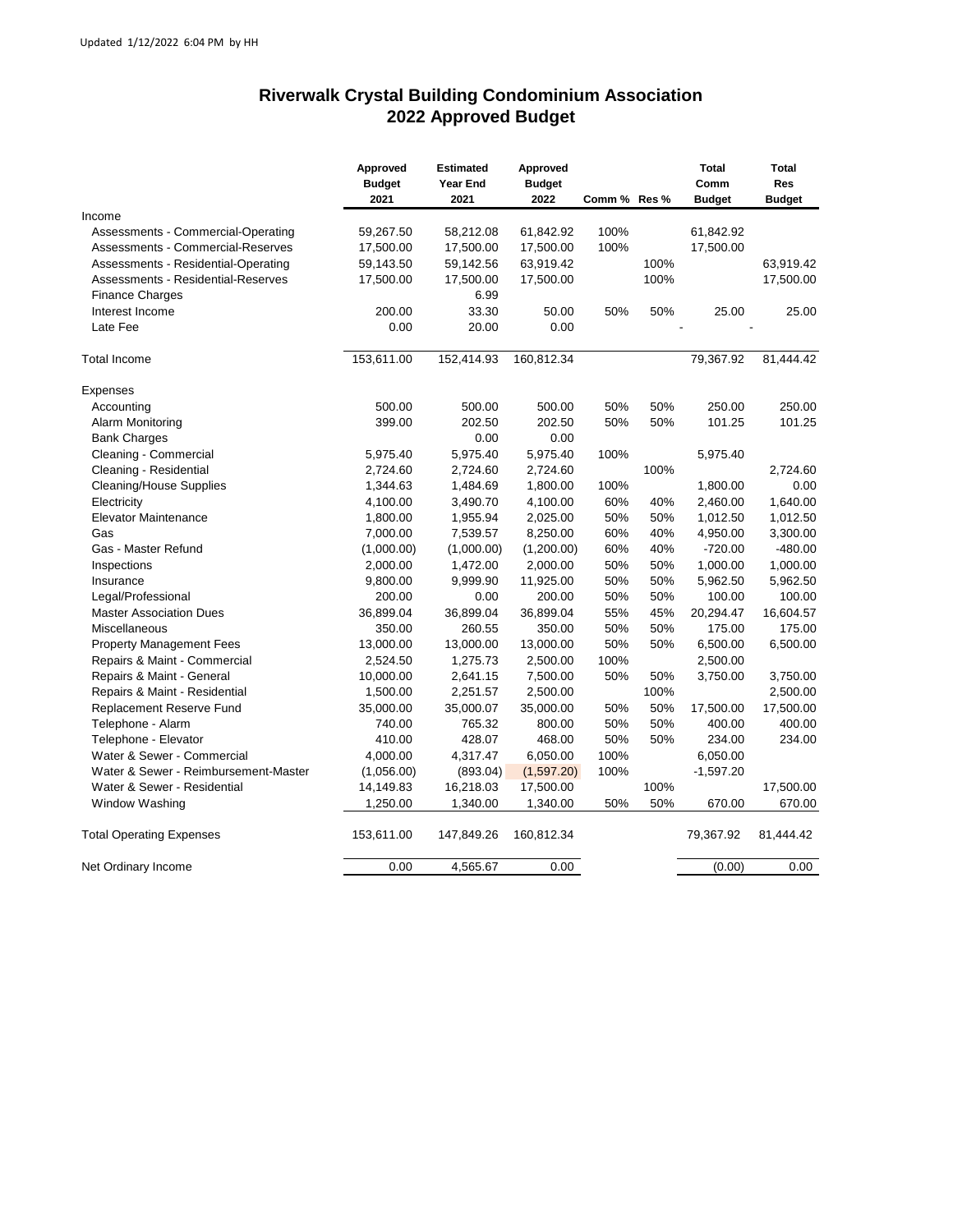Updated 1/12/2022 6:04 PM by HH

# Riverwalk Crystal Building Condominium Association
## 2022 Approved Budget

| | Approved Budget 2021 | Estimated Year End 2021 | Approved Budget 2022 | Comm % | Res % | Total Comm Budget | Total Res Budget |
|---|---|---|---|---|---|---|---|
| Income | | | | | | | |
| Assessments - Commercial-Operating | 59,267.50 | 58,212.08 | 61,842.92 | 100% | | 61,842.92 | |
| Assessments - Commercial-Reserves | 17,500.00 | 17,500.00 | 17,500.00 | 100% | | 17,500.00 | |
| Assessments - Residential-Operating | 59,143.50 | 59,142.56 | 63,919.42 | | 100% | | 63,919.42 |
| Assessments - Residential-Reserves | 17,500.00 | 17,500.00 | 17,500.00 | | 100% | | 17,500.00 |
| Finance Charges | | 6.99 | | | | | |
| Interest Income | 200.00 | 33.30 | 50.00 | 50% | 50% | 25.00 | 25.00 |
| Late Fee | 0.00 | 20.00 | 0.00 | | | - | - |
| Total Income | 153,611.00 | 152,414.93 | 160,812.34 | | | 79,367.92 | 81,444.42 |
| Expenses | | | | | | | |
| Accounting | 500.00 | 500.00 | 500.00 | 50% | 50% | 250.00 | 250.00 |
| Alarm Monitoring | 399.00 | 202.50 | 202.50 | 50% | 50% | 101.25 | 101.25 |
| Bank Charges | | 0.00 | 0.00 | | | | |
| Cleaning - Commercial | 5,975.40 | 5,975.40 | 5,975.40 | 100% | | 5,975.40 | |
| Cleaning - Residential | 2,724.60 | 2,724.60 | 2,724.60 | | 100% | | 2,724.60 |
| Cleaning/House Supplies | 1,344.63 | 1,484.69 | 1,800.00 | 100% | | 1,800.00 | 0.00 |
| Electricity | 4,100.00 | 3,490.70 | 4,100.00 | 60% | 40% | 2,460.00 | 1,640.00 |
| Elevator Maintenance | 1,800.00 | 1,955.94 | 2,025.00 | 50% | 50% | 1,012.50 | 1,012.50 |
| Gas | 7,000.00 | 7,539.57 | 8,250.00 | 60% | 40% | 4,950.00 | 3,300.00 |
| Gas - Master Refund | (1,000.00) | (1,000.00) | (1,200.00) | 60% | 40% | -720.00 | -480.00 |
| Inspections | 2,000.00 | 1,472.00 | 2,000.00 | 50% | 50% | 1,000.00 | 1,000.00 |
| Insurance | 9,800.00 | 9,999.90 | 11,925.00 | 50% | 50% | 5,962.50 | 5,962.50 |
| Legal/Professional | 200.00 | 0.00 | 200.00 | 50% | 50% | 100.00 | 100.00 |
| Master Association Dues | 36,899.04 | 36,899.04 | 36,899.04 | 55% | 45% | 20,294.47 | 16,604.57 |
| Miscellaneous | 350.00 | 260.55 | 350.00 | 50% | 50% | 175.00 | 175.00 |
| Property Management Fees | 13,000.00 | 13,000.00 | 13,000.00 | 50% | 50% | 6,500.00 | 6,500.00 |
| Repairs & Maint - Commercial | 2,524.50 | 1,275.73 | 2,500.00 | 100% | | 2,500.00 | |
| Repairs & Maint - General | 10,000.00 | 2,641.15 | 7,500.00 | 50% | 50% | 3,750.00 | 3,750.00 |
| Repairs & Maint - Residential | 1,500.00 | 2,251.57 | 2,500.00 | | 100% | | 2,500.00 |
| Replacement Reserve Fund | 35,000.00 | 35,000.07 | 35,000.00 | 50% | 50% | 17,500.00 | 17,500.00 |
| Telephone - Alarm | 740.00 | 765.32 | 800.00 | 50% | 50% | 400.00 | 400.00 |
| Telephone - Elevator | 410.00 | 428.07 | 468.00 | 50% | 50% | 234.00 | 234.00 |
| Water & Sewer - Commercial | 4,000.00 | 4,317.47 | 6,050.00 | 100% | | 6,050.00 | |
| Water & Sewer - Reimbursement-Master | (1,056.00) | (893.04) | (1,597.20) | 100% | | -1,597.20 | |
| Water & Sewer - Residential | 14,149.83 | 16,218.03 | 17,500.00 | | 100% | | 17,500.00 |
| Window Washing | 1,250.00 | 1,340.00 | 1,340.00 | 50% | 50% | 670.00 | 670.00 |
| Total Operating Expenses | 153,611.00 | 147,849.26 | 160,812.34 | | | 79,367.92 | 81,444.42 |
| Net Ordinary Income | 0.00 | 4,565.67 | 0.00 | | | (0.00) | 0.00 |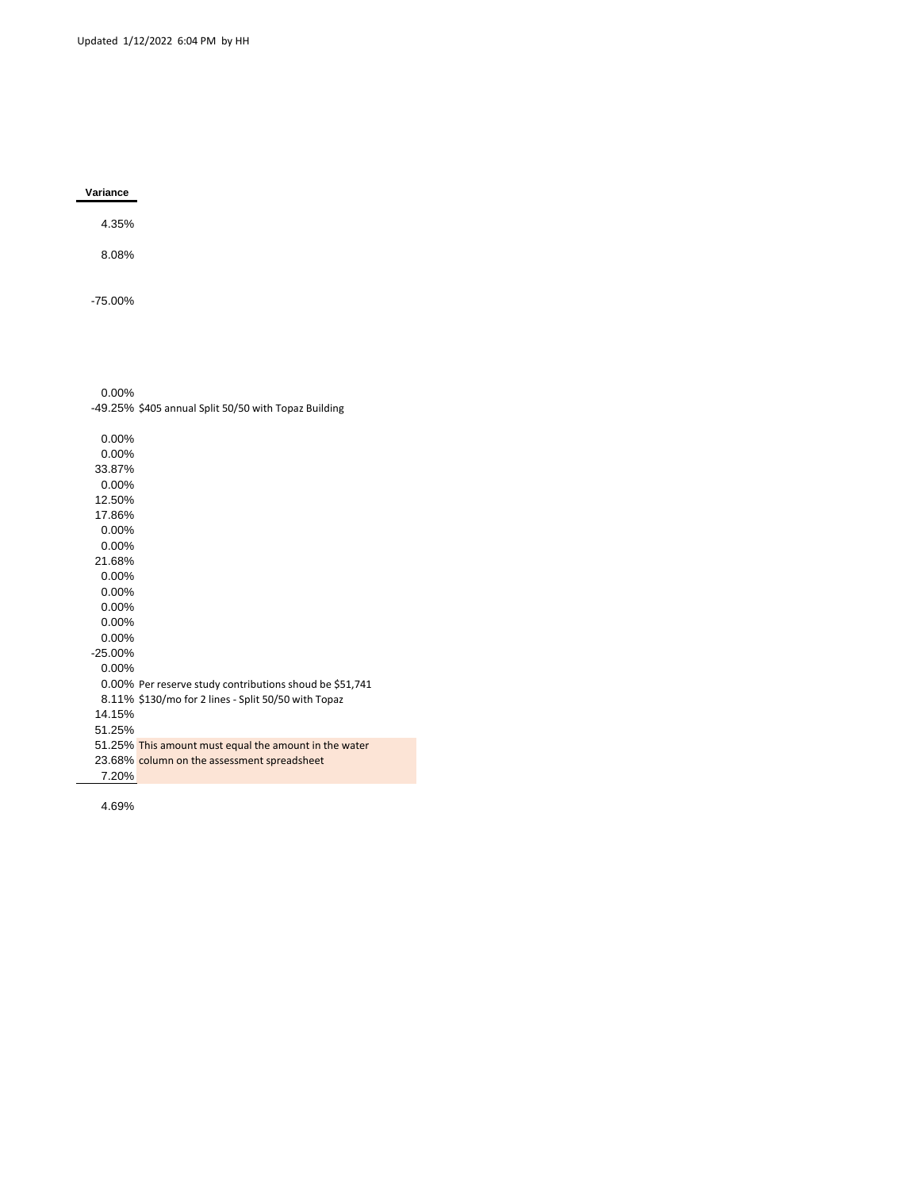Updated 1/12/2022 6:04 PM by HH

| Variance | |
|---|---|
| 4.35% | |
| 8.08% | |
| -75.00% | |
| 0.00% | |
| -49.25% | $405 annual Split 50/50 with Topaz Building |
| 0.00% | |
| 0.00% | |
| 33.87% | |
| 0.00% | |
| 12.50% | |
| 17.86% | |
| 0.00% | |
| 0.00% | |
| 21.68% | |
| 0.00% | |
| 0.00% | |
| 0.00% | |
| 0.00% | |
| 0.00% | |
| -25.00% | |
| 0.00% | |
| 0.00% | Per reserve study contributions shoud be $51,741 |
| 8.11% | $130/mo for 2 lines - Split 50/50 with Topaz |
| 14.15% | |
| 51.25% | |
| 51.25% | This amount must equal the amount in the water |
| 23.68% | column on the assessment spreadsheet |
| 7.20% | |
| 4.69% | |